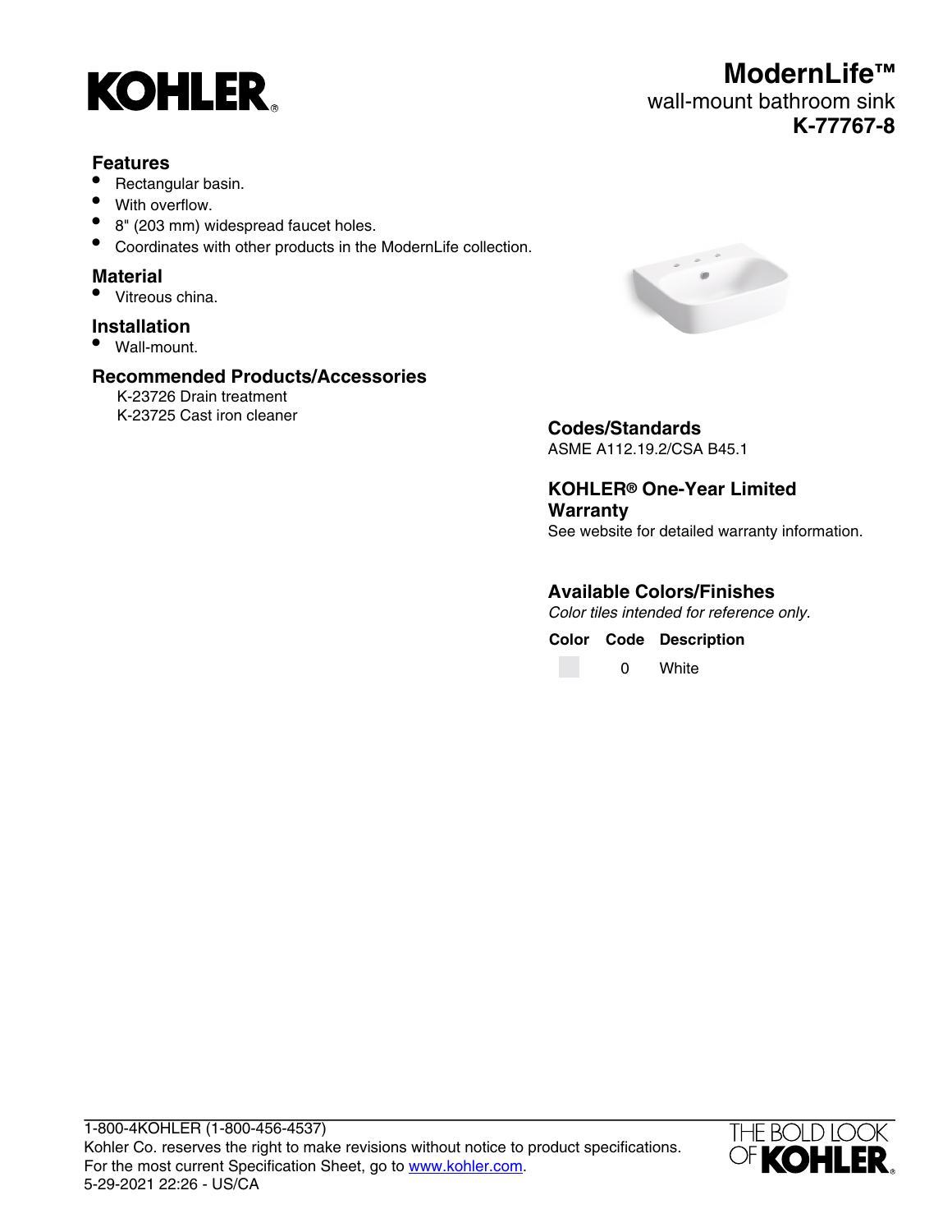# KOHLER

## ModernLife™

wall-mount bathroom sink

**K-77767-8**

### Features

- Rectangular basin.
- With overflow.
- 8" (203 mm) widespread faucet holes.
- Coordinates with other products in the ModernLife collection.

### Material

- Vitreous china.

### Installation

- Wall-mount.

### Recommended Products/Accessories

K-23726 Drain treatment
K-23725 Cast iron cleaner

### Codes/Standards

ASME A112.19.2/CSA B45.1

### KOHLER® One-Year Limited Warranty

See website for detailed warranty information.

### Available Colors/Finishes

*Color tiles intended for reference only.*

| Color | Code | Description |
| --- | --- | --- |
| | 0 | White |

1-800-4KOHLER (1-800-456-4537)
Kohler Co. reserves the right to make revisions without notice to product specifications.
For the most current Specification Sheet, go to www.kohler.com.
5-29-2021 22:26 - US/CA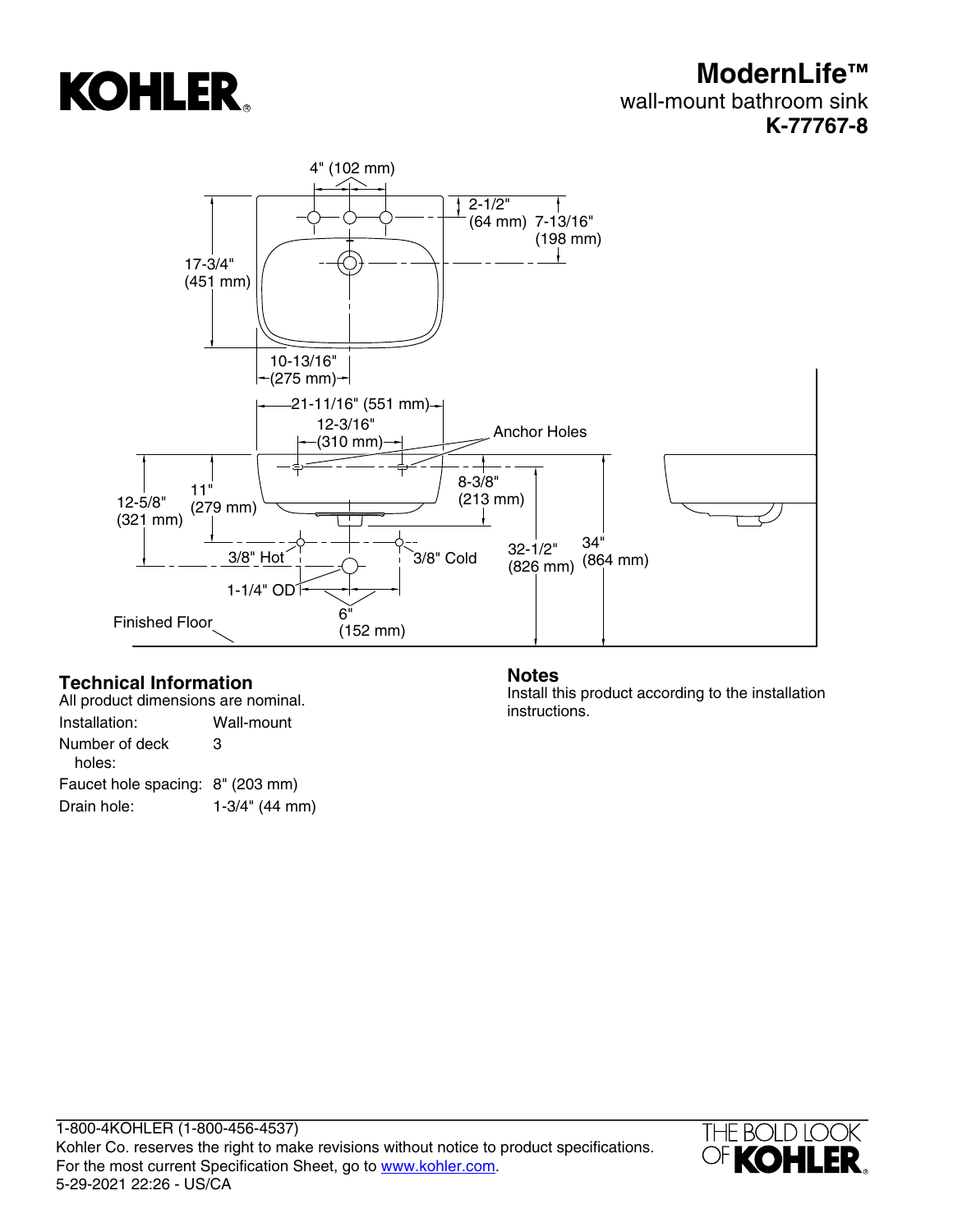# KOHLER

## ModernLife™
wall-mount bathroom sink
**K-77767-8**

4" (102 mm)
2-1/2" (64 mm)
7-13/16" (198 mm)
17-3/4" (451 mm)
10-13/16" (275 mm)
21-11/16" (551 mm)
12-3/16" (310 mm)
Anchor Holes
8-3/8" (213 mm)
11" (279 mm)
12-5/8" (321 mm)
3/8" Hot
3/8" Cold
32-1/2" (826 mm)
34" (864 mm)
1-1/4" OD
6" (152 mm)
Finished Floor

### Technical Information

All product dimensions are nominal.

| | |
|---|---|
| Installation: | Wall-mount |
| Number of deck holes: | 3 |
| Faucet hole spacing: | 8" (203 mm) |
| Drain hole: | 1-3/4" (44 mm) |

### Notes

Install this product according to the installation instructions.

1-800-4KOHLER (1-800-456-4537)
Kohler Co. reserves the right to make revisions without notice to product specifications.
For the most current Specification Sheet, go to www.kohler.com.
5-29-2021 22:26 - US/CA

THE BOLD LOOK OF KOHLER.